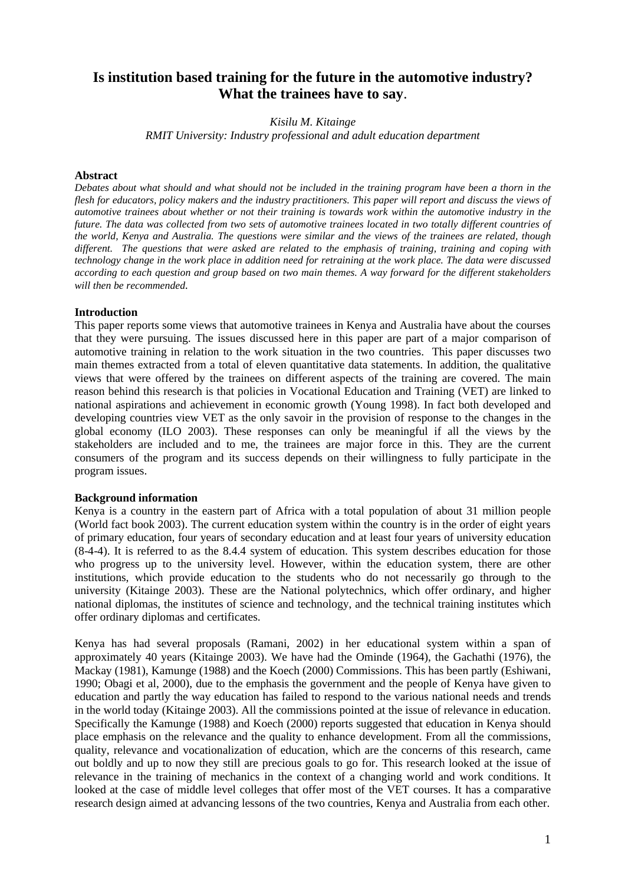# Is institution based training for the future in the automotive industry? What the trainees have to say.

*Kisilu M. Kitainge*
*RMIT University: Industry professional and adult education department*

**Abstract**

*Debates about what should and what should not be included in the training program have been a thorn in the flesh for educators, policy makers and the industry practitioners. This paper will report and discuss the views of automotive trainees about whether or not their training is towards work within the automotive industry in the future. The data was collected from two sets of automotive trainees located in two totally different countries of the world, Kenya and Australia. The questions were similar and the views of the trainees are related, though different. The questions that were asked are related to the emphasis of training, training and coping with technology change in the work place in addition need for retraining at the work place. The data were discussed according to each question and group based on two main themes. A way forward for the different stakeholders will then be recommended.*

**Introduction**

This paper reports some views that automotive trainees in Kenya and Australia have about the courses that they were pursuing. The issues discussed here in this paper are part of a major comparison of automotive training in relation to the work situation in the two countries. This paper discusses two main themes extracted from a total of eleven quantitative data statements. In addition, the qualitative views that were offered by the trainees on different aspects of the training are covered. The main reason behind this research is that policies in Vocational Education and Training (VET) are linked to national aspirations and achievement in economic growth (Young 1998). In fact both developed and developing countries view VET as the only savoir in the provision of response to the changes in the global economy (ILO 2003). These responses can only be meaningful if all the views by the stakeholders are included and to me, the trainees are major force in this. They are the current consumers of the program and its success depends on their willingness to fully participate in the program issues.

**Background information**

Kenya is a country in the eastern part of Africa with a total population of about 31 million people (World fact book 2003). The current education system within the country is in the order of eight years of primary education, four years of secondary education and at least four years of university education (8-4-4). It is referred to as the 8.4.4 system of education. This system describes education for those who progress up to the university level. However, within the education system, there are other institutions, which provide education to the students who do not necessarily go through to the university (Kitainge 2003). These are the National polytechnics, which offer ordinary, and higher national diplomas, the institutes of science and technology, and the technical training institutes which offer ordinary diplomas and certificates.

Kenya has had several proposals (Ramani, 2002) in her educational system within a span of approximately 40 years (Kitainge 2003). We have had the Ominde (1964), the Gachathi (1976), the Mackay (1981), Kamunge (1988) and the Koech (2000) Commissions. This has been partly (Eshiwani, 1990; Obagi et al, 2000), due to the emphasis the government and the people of Kenya have given to education and partly the way education has failed to respond to the various national needs and trends in the world today (Kitainge 2003). All the commissions pointed at the issue of relevance in education. Specifically the Kamunge (1988) and Koech (2000) reports suggested that education in Kenya should place emphasis on the relevance and the quality to enhance development. From all the commissions, quality, relevance and vocationalization of education, which are the concerns of this research, came out boldly and up to now they still are precious goals to go for. This research looked at the issue of relevance in the training of mechanics in the context of a changing world and work conditions. It looked at the case of middle level colleges that offer most of the VET courses. It has a comparative research design aimed at advancing lessons of the two countries, Kenya and Australia from each other.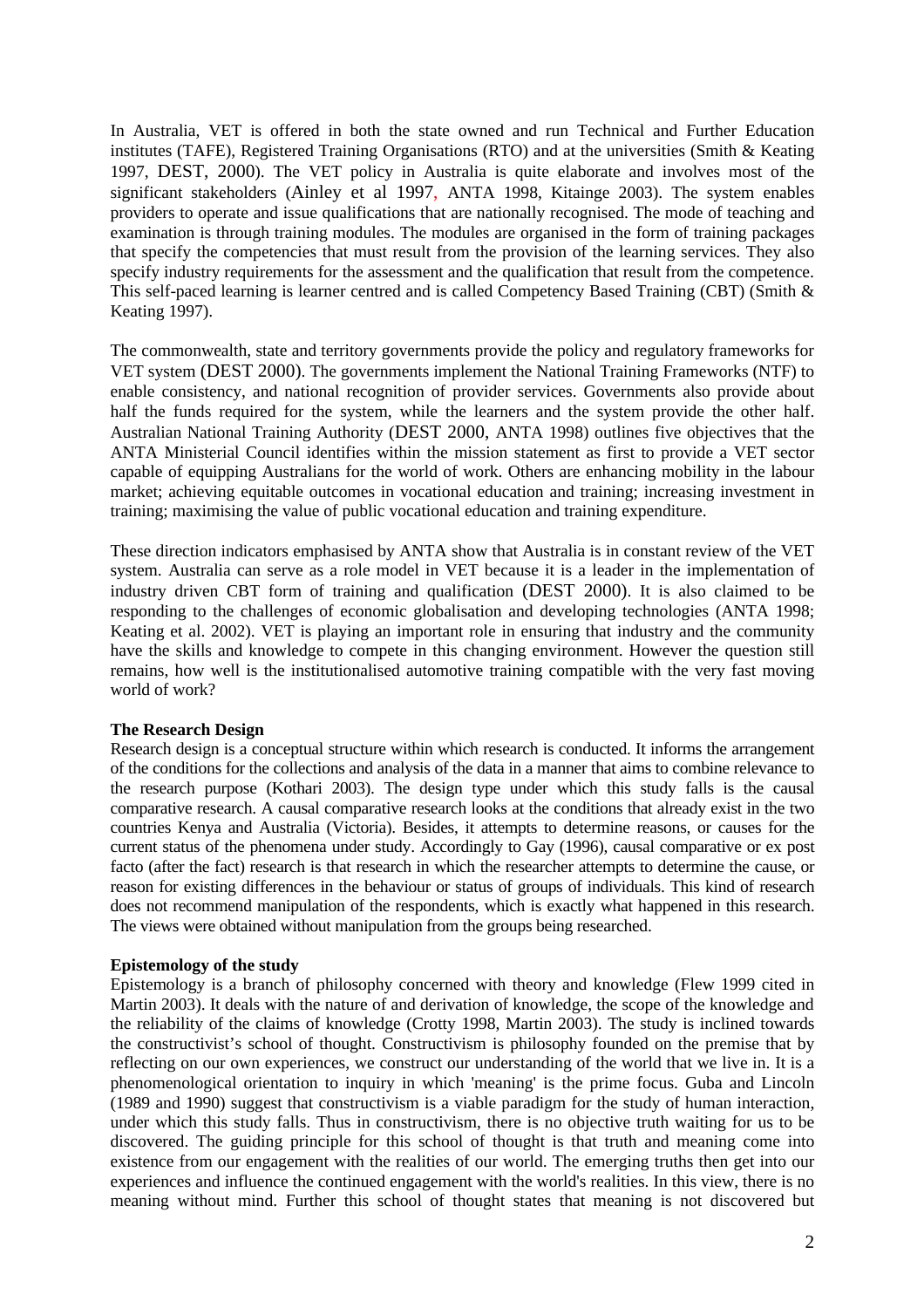In Australia, VET is offered in both the state owned and run Technical and Further Education institutes (TAFE), Registered Training Organisations (RTO) and at the universities (Smith & Keating 1997, DEST, 2000). The VET policy in Australia is quite elaborate and involves most of the significant stakeholders (Ainley et al 1997, ANTA 1998, Kitainge 2003). The system enables providers to operate and issue qualifications that are nationally recognised. The mode of teaching and examination is through training modules. The modules are organised in the form of training packages that specify the competencies that must result from the provision of the learning services. They also specify industry requirements for the assessment and the qualification that result from the competence. This self-paced learning is learner centred and is called Competency Based Training (CBT) (Smith & Keating 1997).

The commonwealth, state and territory governments provide the policy and regulatory frameworks for VET system (DEST 2000). The governments implement the National Training Frameworks (NTF) to enable consistency, and national recognition of provider services. Governments also provide about half the funds required for the system, while the learners and the system provide the other half. Australian National Training Authority (DEST 2000, ANTA 1998) outlines five objectives that the ANTA Ministerial Council identifies within the mission statement as first to provide a VET sector capable of equipping Australians for the world of work. Others are enhancing mobility in the labour market; achieving equitable outcomes in vocational education and training; increasing investment in training; maximising the value of public vocational education and training expenditure.

These direction indicators emphasised by ANTA show that Australia is in constant review of the VET system. Australia can serve as a role model in VET because it is a leader in the implementation of industry driven CBT form of training and qualification (DEST 2000). It is also claimed to be responding to the challenges of economic globalisation and developing technologies (ANTA 1998; Keating et al. 2002). VET is playing an important role in ensuring that industry and the community have the skills and knowledge to compete in this changing environment. However the question still remains, how well is the institutionalised automotive training compatible with the very fast moving world of work?

**The Research Design**

Research design is a conceptual structure within which research is conducted. It informs the arrangement of the conditions for the collections and analysis of the data in a manner that aims to combine relevance to the research purpose (Kothari 2003). The design type under which this study falls is the causal comparative research. A causal comparative research looks at the conditions that already exist in the two countries Kenya and Australia (Victoria). Besides, it attempts to determine reasons, or causes for the current status of the phenomena under study. Accordingly to Gay (1996), causal comparative or ex post facto (after the fact) research is that research in which the researcher attempts to determine the cause, or reason for existing differences in the behaviour or status of groups of individuals. This kind of research does not recommend manipulation of the respondents, which is exactly what happened in this research. The views were obtained without manipulation from the groups being researched.

**Epistemology of the study**

Epistemology is a branch of philosophy concerned with theory and knowledge (Flew 1999 cited in Martin 2003). It deals with the nature of and derivation of knowledge, the scope of the knowledge and the reliability of the claims of knowledge (Crotty 1998, Martin 2003). The study is inclined towards the constructivist's school of thought. Constructivism is philosophy founded on the premise that by reflecting on our own experiences, we construct our understanding of the world that we live in. It is a phenomenological orientation to inquiry in which 'meaning' is the prime focus. Guba and Lincoln (1989 and 1990) suggest that constructivism is a viable paradigm for the study of human interaction, under which this study falls. Thus in constructivism, there is no objective truth waiting for us to be discovered. The guiding principle for this school of thought is that truth and meaning come into existence from our engagement with the realities of our world. The emerging truths then get into our experiences and influence the continued engagement with the world's realities. In this view, there is no meaning without mind. Further this school of thought states that meaning is not discovered but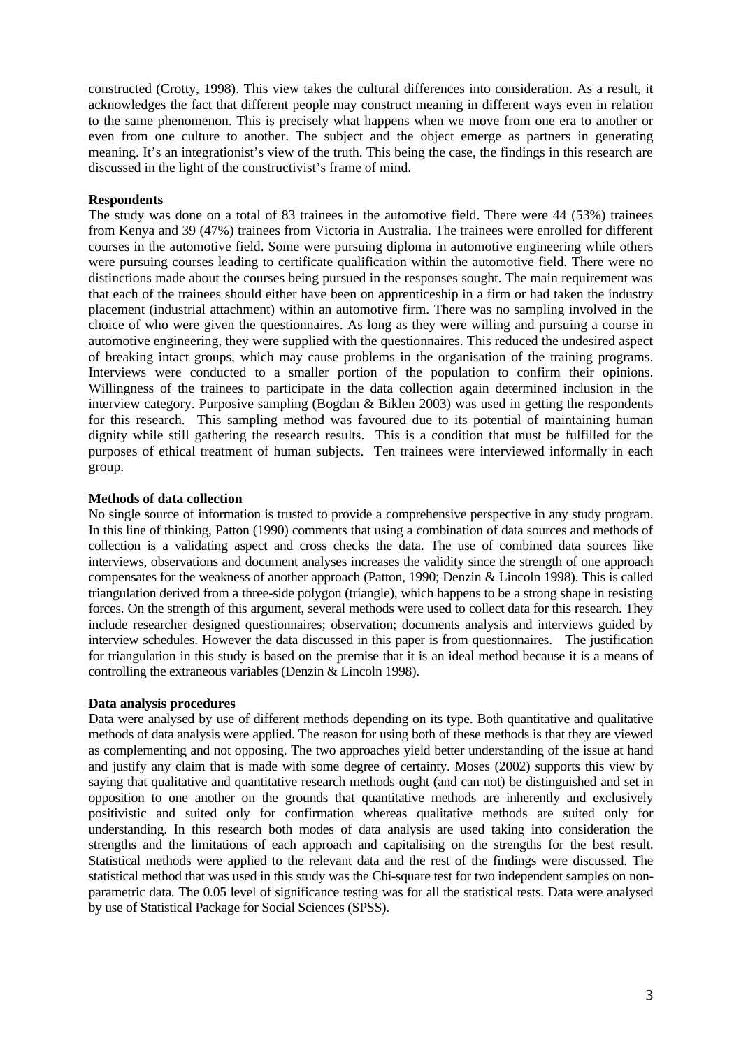constructed (Crotty, 1998). This view takes the cultural differences into consideration. As a result, it acknowledges the fact that different people may construct meaning in different ways even in relation to the same phenomenon. This is precisely what happens when we move from one era to another or even from one culture to another. The subject and the object emerge as partners in generating meaning. It's an integrationist's view of the truth. This being the case, the findings in this research are discussed in the light of the constructivist's frame of mind.

**Respondents**

The study was done on a total of 83 trainees in the automotive field. There were 44 (53%) trainees from Kenya and 39 (47%) trainees from Victoria in Australia. The trainees were enrolled for different courses in the automotive field. Some were pursuing diploma in automotive engineering while others were pursuing courses leading to certificate qualification within the automotive field. There were no distinctions made about the courses being pursued in the responses sought. The main requirement was that each of the trainees should either have been on apprenticeship in a firm or had taken the industry placement (industrial attachment) within an automotive firm. There was no sampling involved in the choice of who were given the questionnaires. As long as they were willing and pursuing a course in automotive engineering, they were supplied with the questionnaires. This reduced the undesired aspect of breaking intact groups, which may cause problems in the organisation of the training programs. Interviews were conducted to a smaller portion of the population to confirm their opinions. Willingness of the trainees to participate in the data collection again determined inclusion in the interview category. Purposive sampling (Bogdan & Biklen 2003) was used in getting the respondents for this research. This sampling method was favoured due to its potential of maintaining human dignity while still gathering the research results. This is a condition that must be fulfilled for the purposes of ethical treatment of human subjects. Ten trainees were interviewed informally in each group.

**Methods of data collection**

No single source of information is trusted to provide a comprehensive perspective in any study program. In this line of thinking, Patton (1990) comments that using a combination of data sources and methods of collection is a validating aspect and cross checks the data. The use of combined data sources like interviews, observations and document analyses increases the validity since the strength of one approach compensates for the weakness of another approach (Patton, 1990; Denzin & Lincoln 1998). This is called triangulation derived from a three-side polygon (triangle), which happens to be a strong shape in resisting forces. On the strength of this argument, several methods were used to collect data for this research. They include researcher designed questionnaires; observation; documents analysis and interviews guided by interview schedules. However the data discussed in this paper is from questionnaires. The justification for triangulation in this study is based on the premise that it is an ideal method because it is a means of controlling the extraneous variables (Denzin & Lincoln 1998).

**Data analysis procedures**

Data were analysed by use of different methods depending on its type. Both quantitative and qualitative methods of data analysis were applied. The reason for using both of these methods is that they are viewed as complementing and not opposing. The two approaches yield better understanding of the issue at hand and justify any claim that is made with some degree of certainty. Moses (2002) supports this view by saying that qualitative and quantitative research methods ought (and can not) be distinguished and set in opposition to one another on the grounds that quantitative methods are inherently and exclusively positivistic and suited only for confirmation whereas qualitative methods are suited only for understanding. In this research both modes of data analysis are used taking into consideration the strengths and the limitations of each approach and capitalising on the strengths for the best result. Statistical methods were applied to the relevant data and the rest of the findings were discussed. The statistical method that was used in this study was the Chi-square test for two independent samples on non-parametric data. The 0.05 level of significance testing was for all the statistical tests. Data were analysed by use of Statistical Package for Social Sciences (SPSS).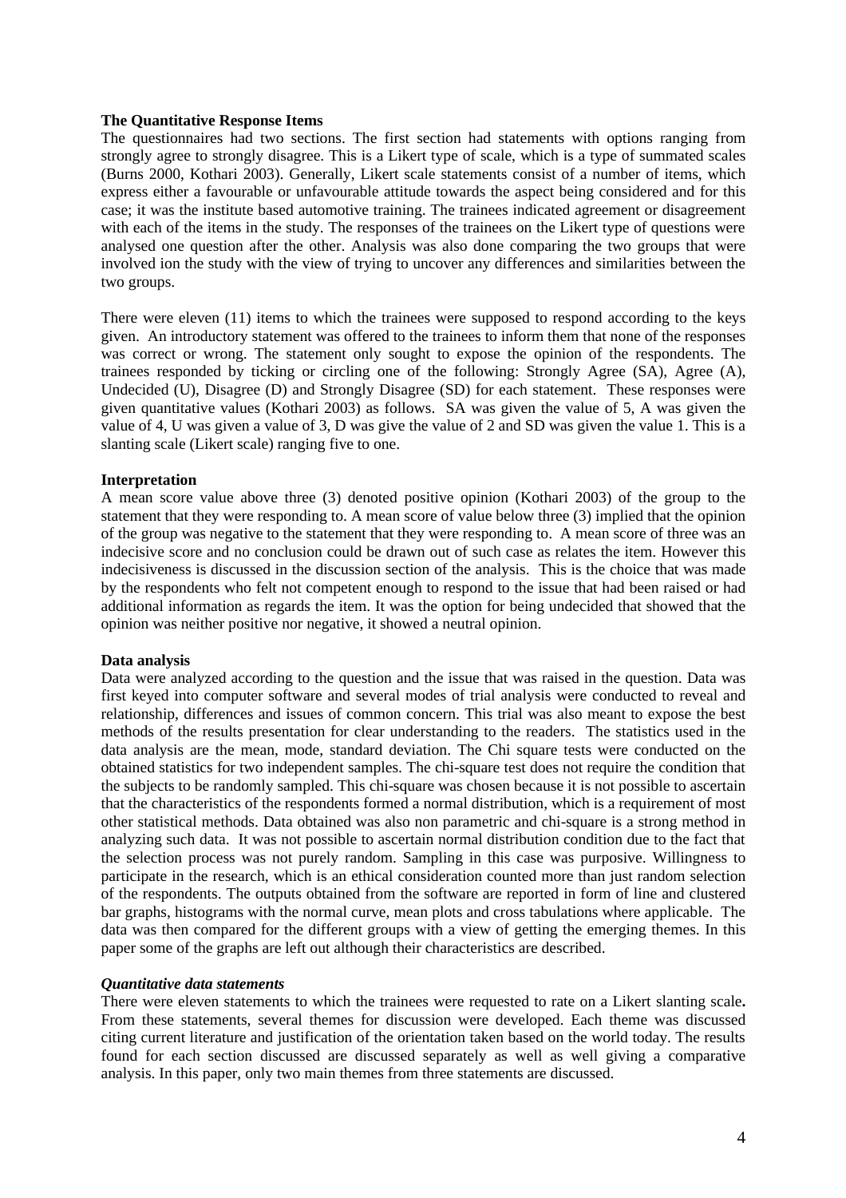**The Quantitative Response Items**

The questionnaires had two sections. The first section had statements with options ranging from strongly agree to strongly disagree. This is a Likert type of scale, which is a type of summated scales (Burns 2000, Kothari 2003). Generally, Likert scale statements consist of a number of items, which express either a favourable or unfavourable attitude towards the aspect being considered and for this case; it was the institute based automotive training. The trainees indicated agreement or disagreement with each of the items in the study. The responses of the trainees on the Likert type of questions were analysed one question after the other. Analysis was also done comparing the two groups that were involved ion the study with the view of trying to uncover any differences and similarities between the two groups.

There were eleven (11) items to which the trainees were supposed to respond according to the keys given. An introductory statement was offered to the trainees to inform them that none of the responses was correct or wrong. The statement only sought to expose the opinion of the respondents. The trainees responded by ticking or circling one of the following: Strongly Agree (SA), Agree (A), Undecided (U), Disagree (D) and Strongly Disagree (SD) for each statement. These responses were given quantitative values (Kothari 2003) as follows. SA was given the value of 5, A was given the value of 4, U was given a value of 3, D was give the value of 2 and SD was given the value 1. This is a slanting scale (Likert scale) ranging five to one.

**Interpretation**

A mean score value above three (3) denoted positive opinion (Kothari 2003) of the group to the statement that they were responding to. A mean score of value below three (3) implied that the opinion of the group was negative to the statement that they were responding to. A mean score of three was an indecisive score and no conclusion could be drawn out of such case as relates the item. However this indecisiveness is discussed in the discussion section of the analysis. This is the choice that was made by the respondents who felt not competent enough to respond to the issue that had been raised or had additional information as regards the item. It was the option for being undecided that showed that the opinion was neither positive nor negative, it showed a neutral opinion.

**Data analysis**

Data were analyzed according to the question and the issue that was raised in the question. Data was first keyed into computer software and several modes of trial analysis were conducted to reveal and relationship, differences and issues of common concern. This trial was also meant to expose the best methods of the results presentation for clear understanding to the readers. The statistics used in the data analysis are the mean, mode, standard deviation. The Chi square tests were conducted on the obtained statistics for two independent samples. The chi-square test does not require the condition that the subjects to be randomly sampled. This chi-square was chosen because it is not possible to ascertain that the characteristics of the respondents formed a normal distribution, which is a requirement of most other statistical methods. Data obtained was also non parametric and chi-square is a strong method in analyzing such data. It was not possible to ascertain normal distribution condition due to the fact that the selection process was not purely random. Sampling in this case was purposive. Willingness to participate in the research, which is an ethical consideration counted more than just random selection of the respondents. The outputs obtained from the software are reported in form of line and clustered bar graphs, histograms with the normal curve, mean plots and cross tabulations where applicable. The data was then compared for the different groups with a view of getting the emerging themes. In this paper some of the graphs are left out although their characteristics are described.

***Quantitative data statements***

There were eleven statements to which the trainees were requested to rate on a Likert slanting scale**.** From these statements, several themes for discussion were developed. Each theme was discussed citing current literature and justification of the orientation taken based on the world today. The results found for each section discussed are discussed separately as well as well giving a comparative analysis. In this paper, only two main themes from three statements are discussed.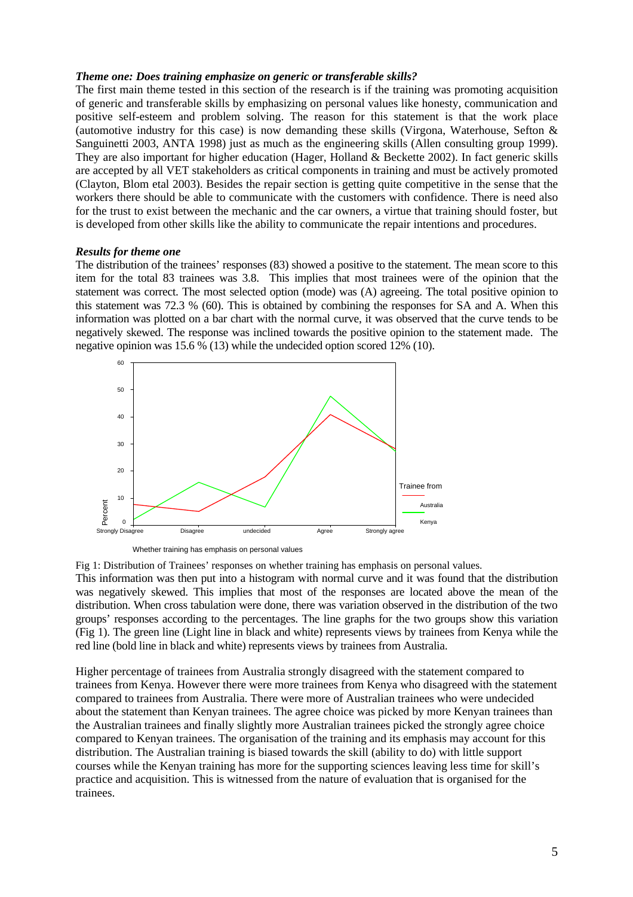***Theme one: Does training emphasize on generic or transferable skills?***

The first main theme tested in this section of the research is if the training was promoting acquisition of generic and transferable skills by emphasizing on personal values like honesty, communication and positive self-esteem and problem solving. The reason for this statement is that the work place (automotive industry for this case) is now demanding these skills (Virgona, Waterhouse, Sefton & Sanguinetti 2003, ANTA 1998) just as much as the engineering skills (Allen consulting group 1999). They are also important for higher education (Hager, Holland & Beckette 2002). In fact generic skills are accepted by all VET stakeholders as critical components in training and must be actively promoted (Clayton, Blom etal 2003). Besides the repair section is getting quite competitive in the sense that the workers there should be able to communicate with the customers with confidence. There is need also for the trust to exist between the mechanic and the car owners, a virtue that training should foster, but is developed from other skills like the ability to communicate the repair intentions and procedures.

***Results for theme one***

The distribution of the trainees' responses (83) showed a positive to the statement. The mean score to this item for the total 83 trainees was 3.8. This implies that most trainees were of the opinion that the statement was correct. The most selected option (mode) was (A) agreeing. The total positive opinion to this statement was 72.3 % (60). This is obtained by combining the responses for SA and A. When this information was plotted on a bar chart with the normal curve, it was observed that the curve tends to be negatively skewed. The response was inclined towards the positive opinion to the statement made. The negative opinion was 15.6 % (13) while the undecided option scored 12% (10).

Fig 1: Distribution of Trainees' responses on whether training has emphasis on personal values.

This information was then put into a histogram with normal curve and it was found that the distribution was negatively skewed. This implies that most of the responses are located above the mean of the distribution. When cross tabulation were done, there was variation observed in the distribution of the two groups' responses according to the percentages. The line graphs for the two groups show this variation (Fig 1). The green line (Light line in black and white) represents views by trainees from Kenya while the red line (bold line in black and white) represents views by trainees from Australia.

Higher percentage of trainees from Australia strongly disagreed with the statement compared to trainees from Kenya. However there were more trainees from Kenya who disagreed with the statement compared to trainees from Australia. There were more of Australian trainees who were undecided about the statement than Kenyan trainees. The agree choice was picked by more Kenyan trainees than the Australian trainees and finally slightly more Australian trainees picked the strongly agree choice compared to Kenyan trainees. The organisation of the training and its emphasis may account for this distribution. The Australian training is biased towards the skill (ability to do) with little support courses while the Kenyan training has more for the supporting sciences leaving less time for skill's practice and acquisition. This is witnessed from the nature of evaluation that is organised for the trainees.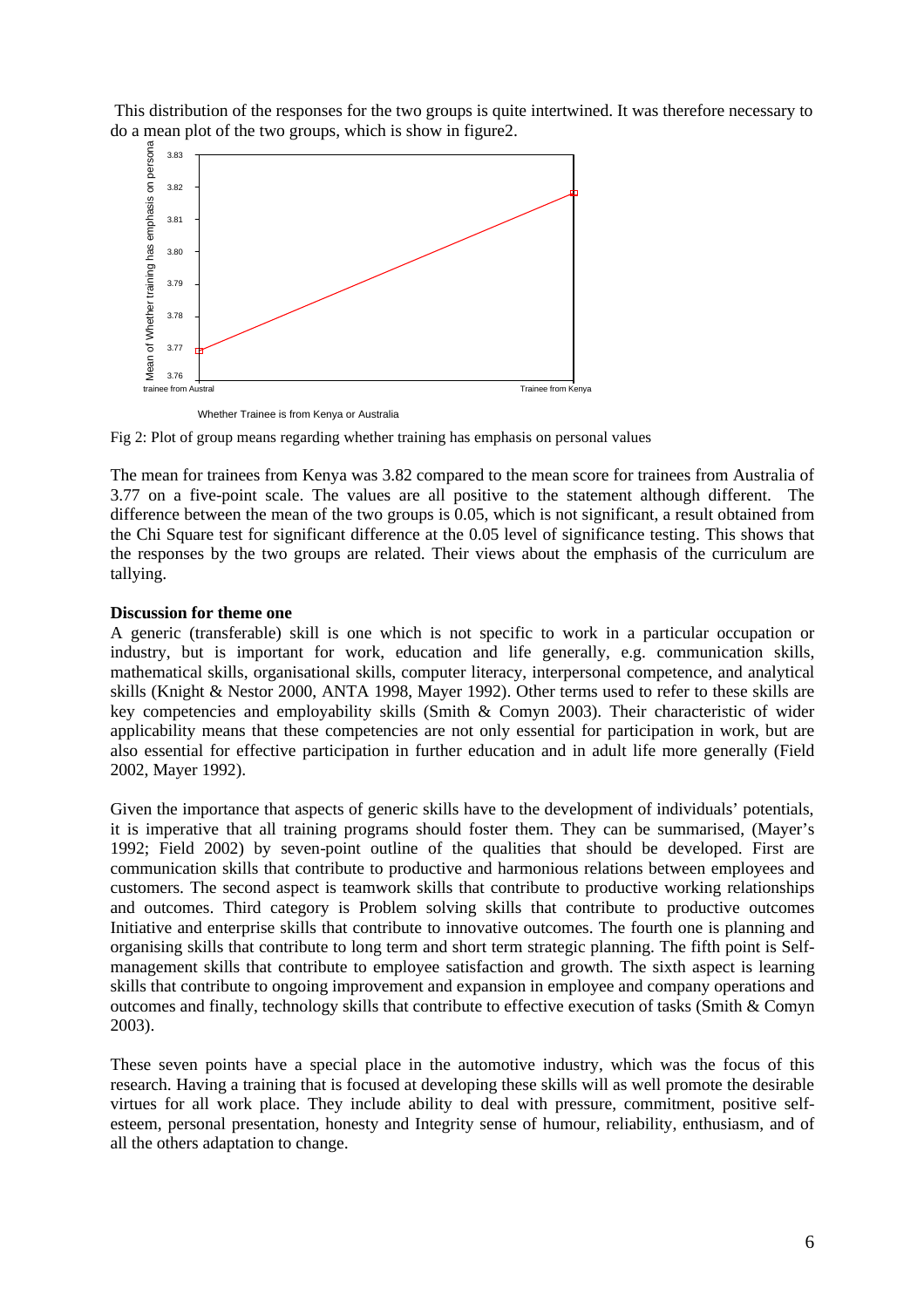This distribution of the responses for the two groups is quite intertwined. It was therefore necessary to do a mean plot of the two groups, which is show in figure2.

Fig 2: Plot of group means regarding whether training has emphasis on personal values

The mean for trainees from Kenya was 3.82 compared to the mean score for trainees from Australia of 3.77 on a five-point scale. The values are all positive to the statement although different. The difference between the mean of the two groups is 0.05, which is not significant, a result obtained from the Chi Square test for significant difference at the 0.05 level of significance testing. This shows that the responses by the two groups are related. Their views about the emphasis of the curriculum are tallying.

**Discussion for theme one**

A generic (transferable) skill is one which is not specific to work in a particular occupation or industry, but is important for work, education and life generally, e.g. communication skills, mathematical skills, organisational skills, computer literacy, interpersonal competence, and analytical skills (Knight & Nestor 2000, ANTA 1998, Mayer 1992). Other terms used to refer to these skills are key competencies and employability skills (Smith & Comyn 2003). Their characteristic of wider applicability means that these competencies are not only essential for participation in work, but are also essential for effective participation in further education and in adult life more generally (Field 2002, Mayer 1992).

Given the importance that aspects of generic skills have to the development of individuals' potentials, it is imperative that all training programs should foster them. They can be summarised, (Mayer's 1992; Field 2002) by seven-point outline of the qualities that should be developed. First are communication skills that contribute to productive and harmonious relations between employees and customers. The second aspect is teamwork skills that contribute to productive working relationships and outcomes. Third category is Problem solving skills that contribute to productive outcomes Initiative and enterprise skills that contribute to innovative outcomes. The fourth one is planning and organising skills that contribute to long term and short term strategic planning. The fifth point is Self-management skills that contribute to employee satisfaction and growth. The sixth aspect is learning skills that contribute to ongoing improvement and expansion in employee and company operations and outcomes and finally, technology skills that contribute to effective execution of tasks (Smith & Comyn 2003).

These seven points have a special place in the automotive industry, which was the focus of this research. Having a training that is focused at developing these skills will as well promote the desirable virtues for all work place. They include ability to deal with pressure, commitment, positive self-esteem, personal presentation, honesty and Integrity sense of humour, reliability, enthusiasm, and of all the others adaptation to change.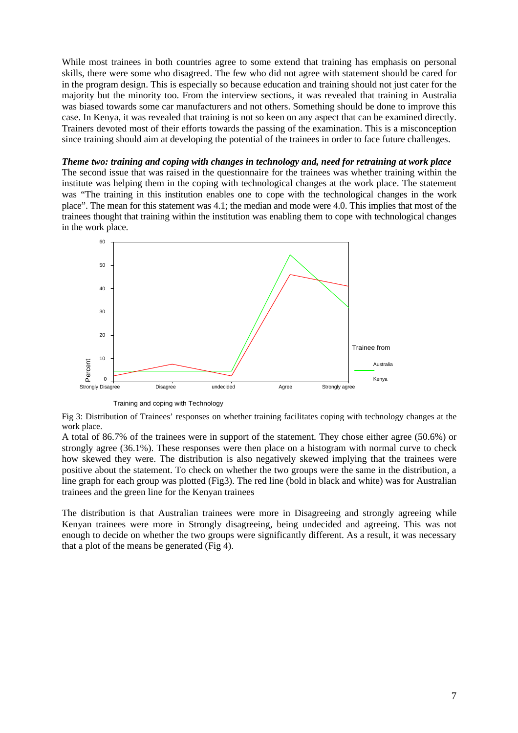While most trainees in both countries agree to some extend that training has emphasis on personal skills, there were some who disagreed. The few who did not agree with statement should be cared for in the program design. This is especially so because education and training should not just cater for the majority but the minority too. From the interview sections, it was revealed that training in Australia was biased towards some car manufacturers and not others. Something should be done to improve this case. In Kenya, it was revealed that training is not so keen on any aspect that can be examined directly. Trainers devoted most of their efforts towards the passing of the examination. This is a misconception since training should aim at developing the potential of the trainees in order to face future challenges.

***Theme two: training and coping with changes in technology and, need for retraining at work place***

The second issue that was raised in the questionnaire for the trainees was whether training within the institute was helping them in the coping with technological changes at the work place. The statement was "The training in this institution enables one to cope with the technological changes in the work place". The mean for this statement was 4.1; the median and mode were 4.0. This implies that most of the trainees thought that training within the institution was enabling them to cope with technological changes in the work place.

Fig 3: Distribution of Trainees' responses on whether training facilitates coping with technology changes at the work place.

A total of 86.7% of the trainees were in support of the statement. They chose either agree (50.6%) or strongly agree (36.1%). These responses were then place on a histogram with normal curve to check how skewed they were. The distribution is also negatively skewed implying that the trainees were positive about the statement. To check on whether the two groups were the same in the distribution, a line graph for each group was plotted (Fig3). The red line (bold in black and white) was for Australian trainees and the green line for the Kenyan trainees

The distribution is that Australian trainees were more in Disagreeing and strongly agreeing while Kenyan trainees were more in Strongly disagreeing, being undecided and agreeing. This was not enough to decide on whether the two groups were significantly different. As a result, it was necessary that a plot of the means be generated (Fig 4).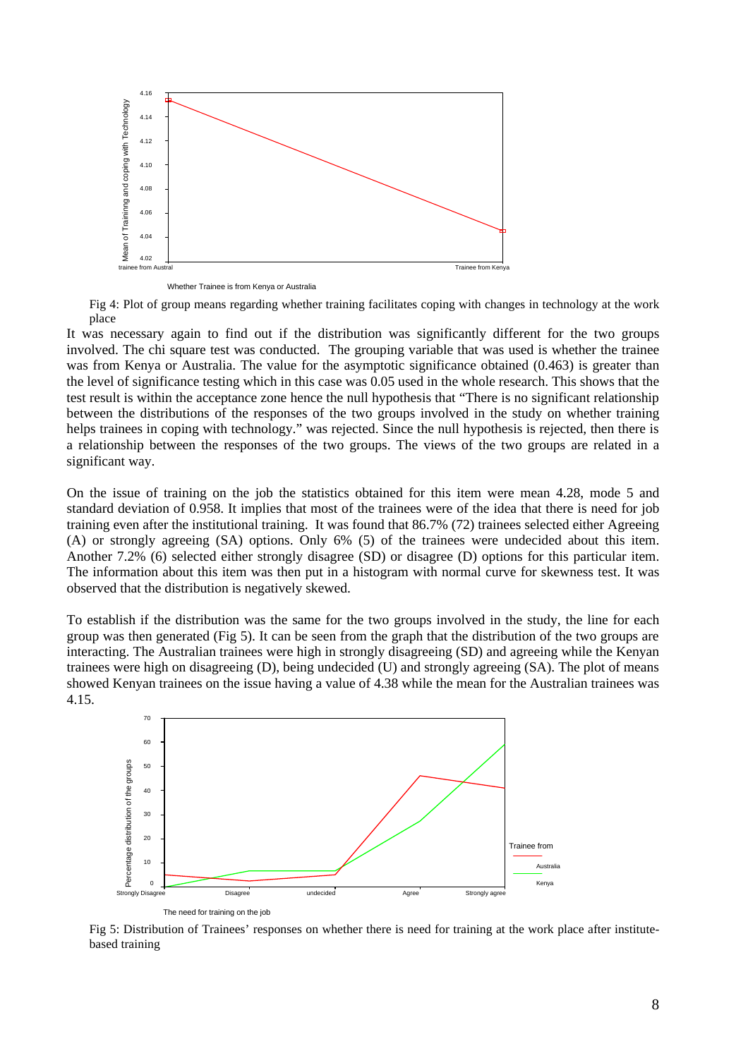Fig 4: Plot of group means regarding whether training facilitates coping with changes in technology at the work place

It was necessary again to find out if the distribution was significantly different for the two groups involved. The chi square test was conducted. The grouping variable that was used is whether the trainee was from Kenya or Australia. The value for the asymptotic significance obtained (0.463) is greater than the level of significance testing which in this case was 0.05 used in the whole research. This shows that the test result is within the acceptance zone hence the null hypothesis that "There is no significant relationship between the distributions of the responses of the two groups involved in the study on whether training helps trainees in coping with technology." was rejected. Since the null hypothesis is rejected, then there is a relationship between the responses of the two groups. The views of the two groups are related in a significant way.

On the issue of training on the job the statistics obtained for this item were mean 4.28, mode 5 and standard deviation of 0.958. It implies that most of the trainees were of the idea that there is need for job training even after the institutional training. It was found that 86.7% (72) trainees selected either Agreeing (A) or strongly agreeing (SA) options. Only 6% (5) of the trainees were undecided about this item. Another 7.2% (6) selected either strongly disagree (SD) or disagree (D) options for this particular item. The information about this item was then put in a histogram with normal curve for skewness test. It was observed that the distribution is negatively skewed.

To establish if the distribution was the same for the two groups involved in the study, the line for each group was then generated (Fig 5). It can be seen from the graph that the distribution of the two groups are interacting. The Australian trainees were high in strongly disagreeing (SD) and agreeing while the Kenyan trainees were high on disagreeing (D), being undecided (U) and strongly agreeing (SA). The plot of means showed Kenyan trainees on the issue having a value of 4.38 while the mean for the Australian trainees was 4.15.

Fig 5: Distribution of Trainees' responses on whether there is need for training at the work place after institute-based training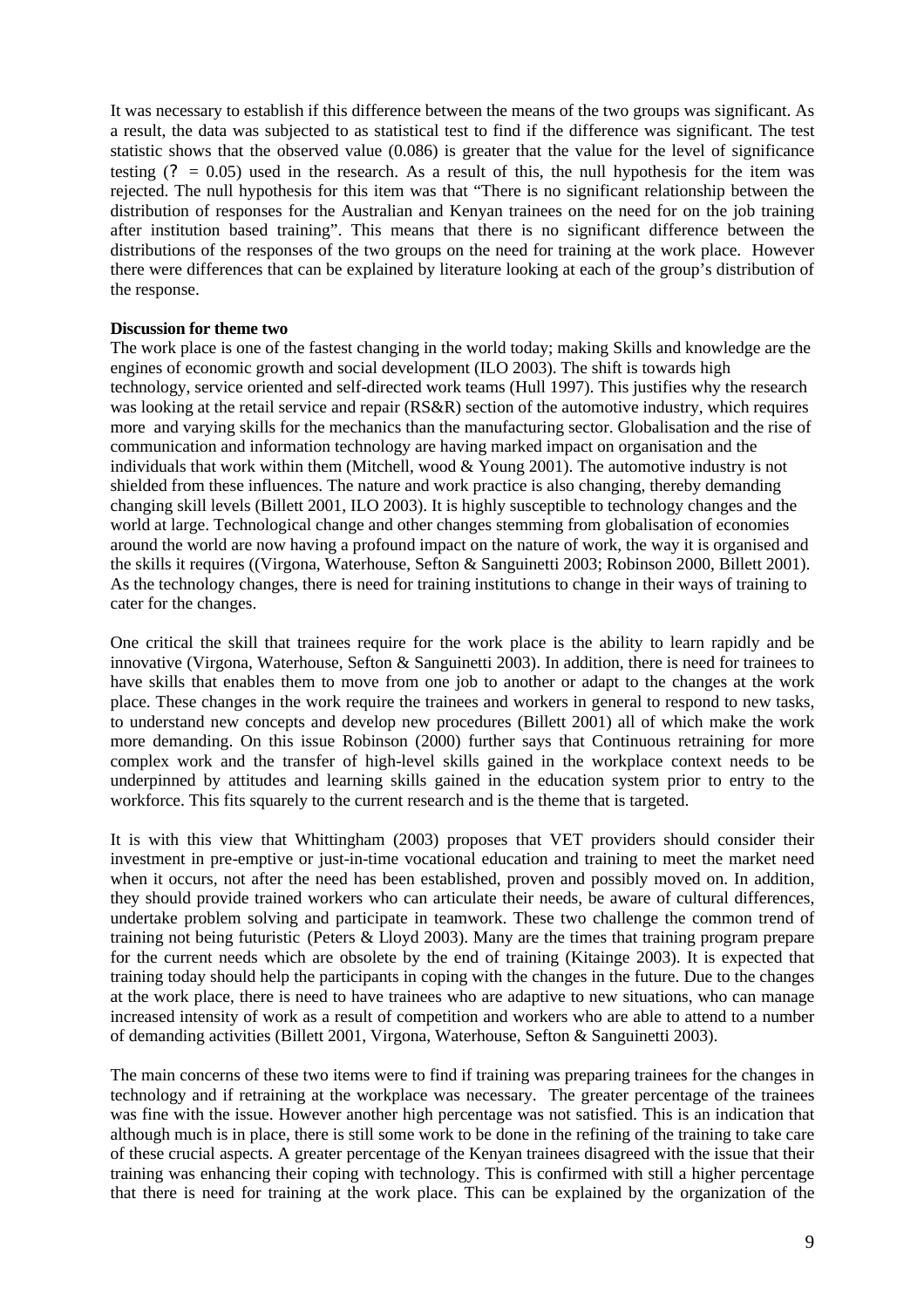It was necessary to establish if this difference between the means of the two groups was significant. As a result, the data was subjected to as statistical test to find if the difference was significant. The test statistic shows that the observed value (0.086) is greater that the value for the level of significance testing (? = 0.05) used in the research. As a result of this, the null hypothesis for the item was rejected. The null hypothesis for this item was that "There is no significant relationship between the distribution of responses for the Australian and Kenyan trainees on the need for on the job training after institution based training". This means that there is no significant difference between the distributions of the responses of the two groups on the need for training at the work place. However there were differences that can be explained by literature looking at each of the group's distribution of the response.

**Discussion for theme two**

The work place is one of the fastest changing in the world today; making Skills and knowledge are the engines of economic growth and social development (ILO 2003). The shift is towards high technology, service oriented and self-directed work teams (Hull 1997). This justifies why the research was looking at the retail service and repair (RS&R) section of the automotive industry, which requires more and varying skills for the mechanics than the manufacturing sector. Globalisation and the rise of communication and information technology are having marked impact on organisation and the individuals that work within them (Mitchell, wood & Young 2001). The automotive industry is not shielded from these influences. The nature and work practice is also changing, thereby demanding changing skill levels (Billett 2001, ILO 2003). It is highly susceptible to technology changes and the world at large. Technological change and other changes stemming from globalisation of economies around the world are now having a profound impact on the nature of work, the way it is organised and the skills it requires ((Virgona, Waterhouse, Sefton & Sanguinetti 2003; Robinson 2000, Billett 2001). As the technology changes, there is need for training institutions to change in their ways of training to cater for the changes.

One critical the skill that trainees require for the work place is the ability to learn rapidly and be innovative (Virgona, Waterhouse, Sefton & Sanguinetti 2003). In addition, there is need for trainees to have skills that enables them to move from one job to another or adapt to the changes at the work place. These changes in the work require the trainees and workers in general to respond to new tasks, to understand new concepts and develop new procedures (Billett 2001) all of which make the work more demanding. On this issue Robinson (2000) further says that Continuous retraining for more complex work and the transfer of high-level skills gained in the workplace context needs to be underpinned by attitudes and learning skills gained in the education system prior to entry to the workforce. This fits squarely to the current research and is the theme that is targeted.

It is with this view that Whittingham (2003) proposes that VET providers should consider their investment in pre-emptive or just-in-time vocational education and training to meet the market need when it occurs, not after the need has been established, proven and possibly moved on. In addition, they should provide trained workers who can articulate their needs, be aware of cultural differences, undertake problem solving and participate in teamwork. These two challenge the common trend of training not being futuristic (Peters & Lloyd 2003). Many are the times that training program prepare for the current needs which are obsolete by the end of training (Kitainge 2003). It is expected that training today should help the participants in coping with the changes in the future. Due to the changes at the work place, there is need to have trainees who are adaptive to new situations, who can manage increased intensity of work as a result of competition and workers who are able to attend to a number of demanding activities (Billett 2001, Virgona, Waterhouse, Sefton & Sanguinetti 2003).

The main concerns of these two items were to find if training was preparing trainees for the changes in technology and if retraining at the workplace was necessary. The greater percentage of the trainees was fine with the issue. However another high percentage was not satisfied. This is an indication that although much is in place, there is still some work to be done in the refining of the training to take care of these crucial aspects. A greater percentage of the Kenyan trainees disagreed with the issue that their training was enhancing their coping with technology. This is confirmed with still a higher percentage that there is need for training at the work place. This can be explained by the organization of the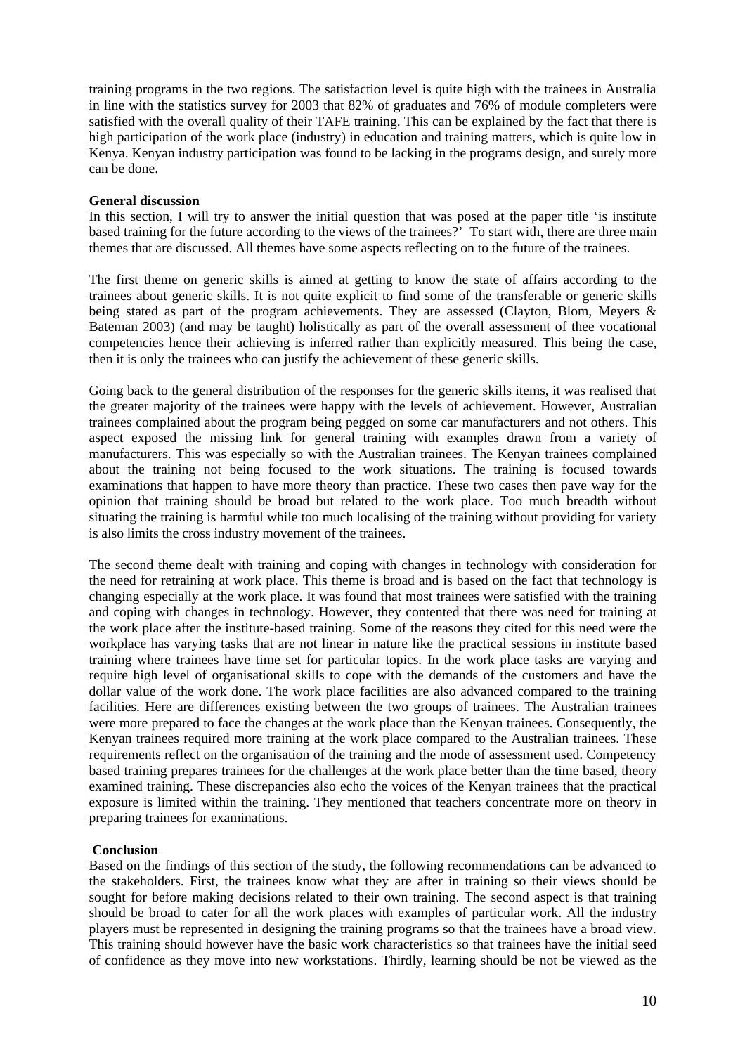training programs in the two regions. The satisfaction level is quite high with the trainees in Australia in line with the statistics survey for 2003 that 82% of graduates and 76% of module completers were satisfied with the overall quality of their TAFE training. This can be explained by the fact that there is high participation of the work place (industry) in education and training matters, which is quite low in Kenya. Kenyan industry participation was found to be lacking in the programs design, and surely more can be done.

**General discussion**

In this section, I will try to answer the initial question that was posed at the paper title 'is institute based training for the future according to the views of the trainees?' To start with, there are three main themes that are discussed. All themes have some aspects reflecting on to the future of the trainees.

The first theme on generic skills is aimed at getting to know the state of affairs according to the trainees about generic skills. It is not quite explicit to find some of the transferable or generic skills being stated as part of the program achievements. They are assessed (Clayton, Blom, Meyers & Bateman 2003) (and may be taught) holistically as part of the overall assessment of thee vocational competencies hence their achieving is inferred rather than explicitly measured. This being the case, then it is only the trainees who can justify the achievement of these generic skills.

Going back to the general distribution of the responses for the generic skills items, it was realised that the greater majority of the trainees were happy with the levels of achievement. However, Australian trainees complained about the program being pegged on some car manufacturers and not others. This aspect exposed the missing link for general training with examples drawn from a variety of manufacturers. This was especially so with the Australian trainees. The Kenyan trainees complained about the training not being focused to the work situations. The training is focused towards examinations that happen to have more theory than practice. These two cases then pave way for the opinion that training should be broad but related to the work place. Too much breadth without situating the training is harmful while too much localising of the training without providing for variety is also limits the cross industry movement of the trainees.

The second theme dealt with training and coping with changes in technology with consideration for the need for retraining at work place. This theme is broad and is based on the fact that technology is changing especially at the work place. It was found that most trainees were satisfied with the training and coping with changes in technology. However, they contented that there was need for training at the work place after the institute-based training. Some of the reasons they cited for this need were the workplace has varying tasks that are not linear in nature like the practical sessions in institute based training where trainees have time set for particular topics. In the work place tasks are varying and require high level of organisational skills to cope with the demands of the customers and have the dollar value of the work done. The work place facilities are also advanced compared to the training facilities. Here are differences existing between the two groups of trainees. The Australian trainees were more prepared to face the changes at the work place than the Kenyan trainees. Consequently, the Kenyan trainees required more training at the work place compared to the Australian trainees. These requirements reflect on the organisation of the training and the mode of assessment used. Competency based training prepares trainees for the challenges at the work place better than the time based, theory examined training. These discrepancies also echo the voices of the Kenyan trainees that the practical exposure is limited within the training. They mentioned that teachers concentrate more on theory in preparing trainees for examinations.

**Conclusion**

Based on the findings of this section of the study, the following recommendations can be advanced to the stakeholders. First, the trainees know what they are after in training so their views should be sought for before making decisions related to their own training. The second aspect is that training should be broad to cater for all the work places with examples of particular work. All the industry players must be represented in designing the training programs so that the trainees have a broad view. This training should however have the basic work characteristics so that trainees have the initial seed of confidence as they move into new workstations. Thirdly, learning should be not be viewed as the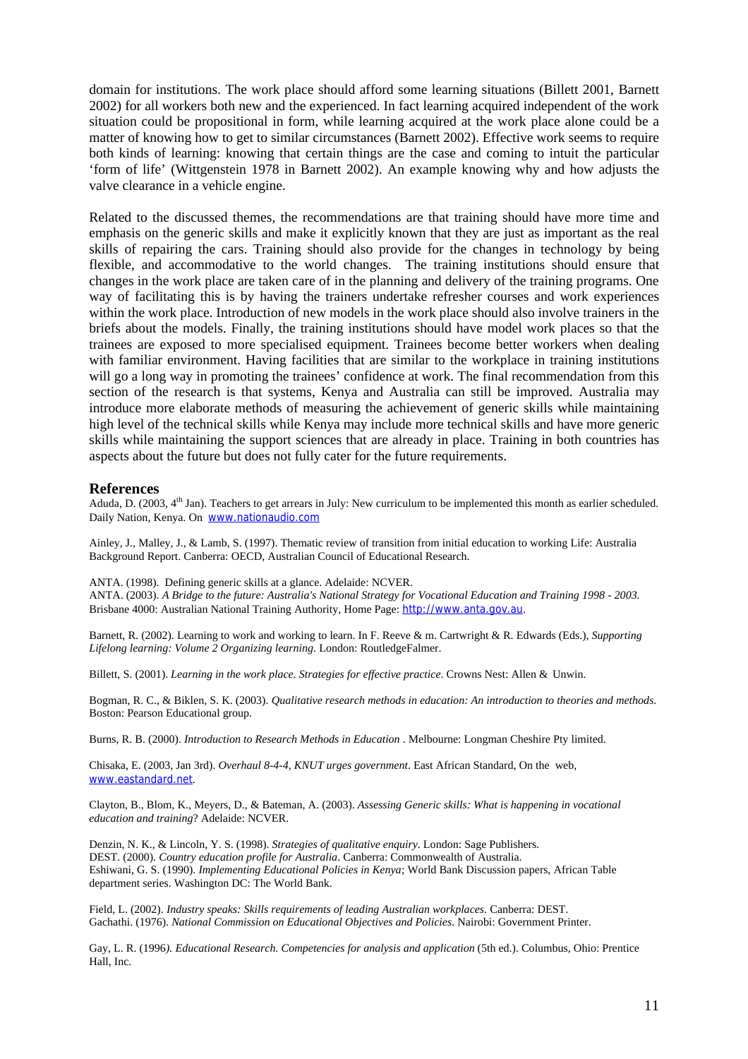domain for institutions. The work place should afford some learning situations (Billett 2001, Barnett 2002) for all workers both new and the experienced. In fact learning acquired independent of the work situation could be propositional in form, while learning acquired at the work place alone could be a matter of knowing how to get to similar circumstances (Barnett 2002). Effective work seems to require both kinds of learning: knowing that certain things are the case and coming to intuit the particular 'form of life' (Wittgenstein 1978 in Barnett 2002). An example knowing why and how adjusts the valve clearance in a vehicle engine.

Related to the discussed themes, the recommendations are that training should have more time and emphasis on the generic skills and make it explicitly known that they are just as important as the real skills of repairing the cars. Training should also provide for the changes in technology by being flexible, and accommodative to the world changes. The training institutions should ensure that changes in the work place are taken care of in the planning and delivery of the training programs. One way of facilitating this is by having the trainers undertake refresher courses and work experiences within the work place. Introduction of new models in the work place should also involve trainers in the briefs about the models. Finally, the training institutions should have model work places so that the trainees are exposed to more specialised equipment. Trainees become better workers when dealing with familiar environment. Having facilities that are similar to the workplace in training institutions will go a long way in promoting the trainees' confidence at work. The final recommendation from this section of the research is that systems, Kenya and Australia can still be improved. Australia may introduce more elaborate methods of measuring the achievement of generic skills while maintaining high level of the technical skills while Kenya may include more technical skills and have more generic skills while maintaining the support sciences that are already in place. Training in both countries has aspects about the future but does not fully cater for the future requirements.

## References

Aduda, D. (2003, 4th Jan). Teachers to get arrears in July: New curriculum to be implemented this month as earlier scheduled. Daily Nation, Kenya. On www.nationaudio.com

Ainley, J., Malley, J., & Lamb, S. (1997). Thematic review of transition from initial education to working Life: Australia Background Report. Canberra: OECD, Australian Council of Educational Research.

ANTA. (1998). Defining generic skills at a glance. Adelaide: NCVER.
ANTA. (2003). *A Bridge to the future: Australia's National Strategy for Vocational Education and Training 1998 - 2003.* Brisbane 4000: Australian National Training Authority, Home Page: http://www.anta.gov.au.

Barnett, R. (2002). Learning to work and working to learn. In F. Reeve & m. Cartwright & R. Edwards (Eds.), *Supporting Lifelong learning: Volume 2 Organizing learning*. London: RoutledgeFalmer.

Billett, S. (2001). *Learning in the work place. Strategies for effective practice*. Crowns Nest: Allen & Unwin.

Bogman, R. C., & Biklen, S. K. (2003). *Qualitative research methods in education: An introduction to theories and methods.* Boston: Pearson Educational group.

Burns, R. B. (2000). *Introduction to Research Methods in Education* . Melbourne: Longman Cheshire Pty limited.

Chisaka, E. (2003, Jan 3rd). *Overhaul 8-4-4, KNUT urges government*. East African Standard, On the web, www.eastandard.net.

Clayton, B., Blom, K., Meyers, D., & Bateman, A. (2003). *Assessing Generic skills: What is happening in vocational education and training*? Adelaide: NCVER.

Denzin, N. K., & Lincoln, Y. S. (1998). *Strategies of qualitative enquiry*. London: Sage Publishers.
DEST. (2000). *Country education profile for Australia*. Canberra: Commonwealth of Australia.
Eshiwani, G. S. (1990). *Implementing Educational Policies in Kenya*; World Bank Discussion papers, African Table department series. Washington DC: The World Bank.

Field, L. (2002). *Industry speaks: Skills requirements of leading Australian workplaces*. Canberra: DEST.
Gachathi. (1976). *National Commission on Educational Objectives and Policies*. Nairobi: Government Printer.

Gay, L. R. (1996*). Educational Research. Competencies for analysis and application* (5th ed.). Columbus, Ohio: Prentice Hall, Inc.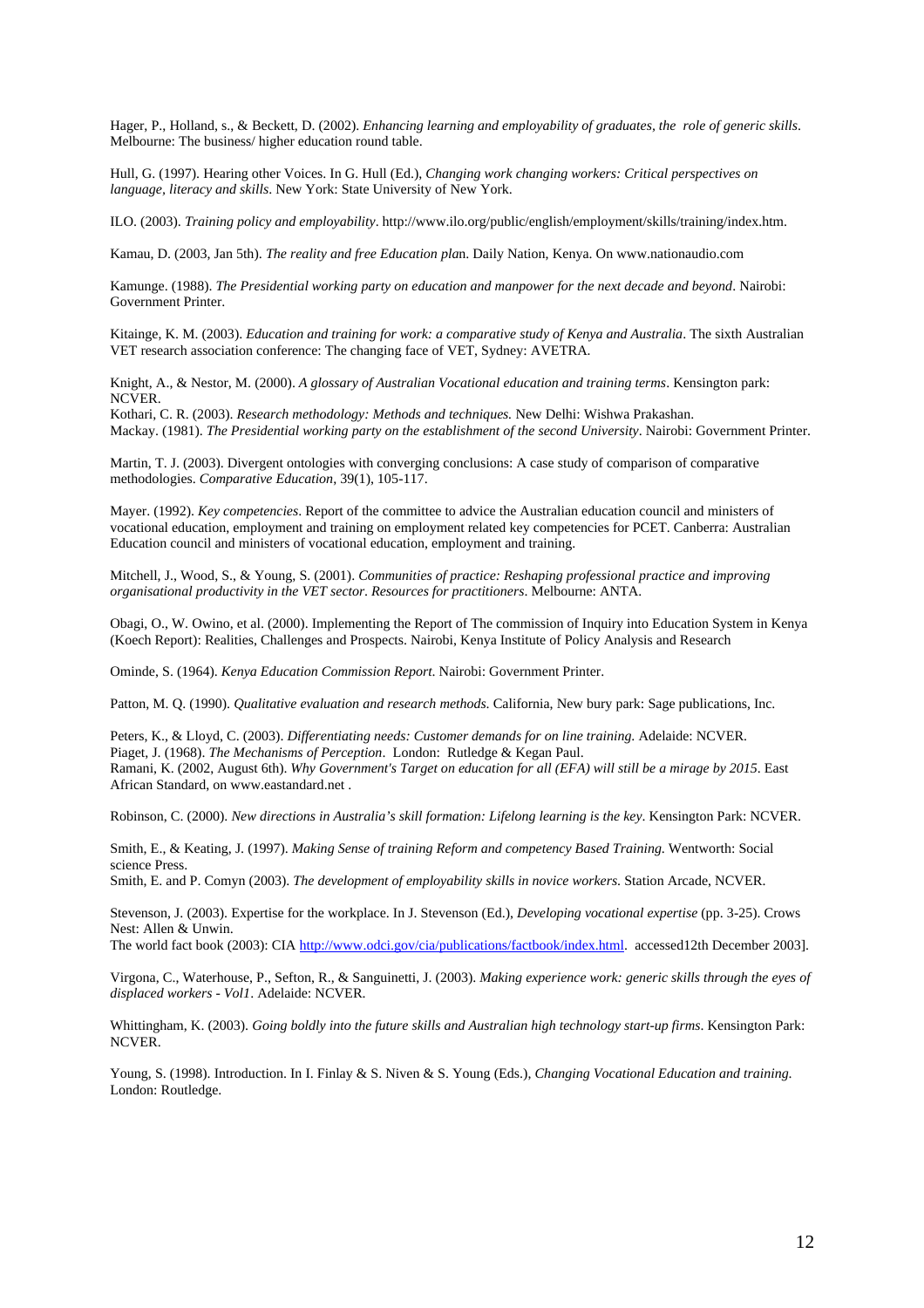Hager, P., Holland, s., & Beckett, D. (2002). *Enhancing learning and employability of graduates, the role of generic skills*. Melbourne: The business/ higher education round table.

Hull, G. (1997). Hearing other Voices. In G. Hull (Ed.), *Changing work changing workers: Critical perspectives on language, literacy and skills*. New York: State University of New York.

ILO. (2003). *Training policy and employability*. http://www.ilo.org/public/english/employment/skills/training/index.htm.

Kamau, D. (2003, Jan 5th). *The reality and free Education pla*n. Daily Nation, Kenya. On www.nationaudio.com

Kamunge. (1988). *The Presidential working party on education and manpower for the next decade and beyond*. Nairobi: Government Printer.

Kitainge, K. M. (2003). *Education and training for work: a comparative study of Kenya and Australia*. The sixth Australian VET research association conference: The changing face of VET, Sydney: AVETRA.

Knight, A., & Nestor, M. (2000). *A glossary of Australian Vocational education and training terms*. Kensington park: NCVER.
Kothari, C. R. (2003). *Research methodology: Methods and techniques.* New Delhi: Wishwa Prakashan.
Mackay. (1981). *The Presidential working party on the establishment of the second University*. Nairobi: Government Printer.

Martin, T. J. (2003). Divergent ontologies with converging conclusions: A case study of comparison of comparative methodologies. *Comparative Education*, 39(1), 105-117.

Mayer. (1992). *Key competencies*. Report of the committee to advice the Australian education council and ministers of vocational education, employment and training on employment related key competencies for PCET. Canberra: Australian Education council and ministers of vocational education, employment and training.

Mitchell, J., Wood, S., & Young, S. (2001). *Communities of practice: Reshaping professional practice and improving organisational productivity in the VET sector. Resources for practitioners*. Melbourne: ANTA.

Obagi, O., W. Owino, et al. (2000). Implementing the Report of The commission of Inquiry into Education System in Kenya (Koech Report): Realities, Challenges and Prospects. Nairobi, Kenya Institute of Policy Analysis and Research

Ominde, S. (1964). *Kenya Education Commission Report*. Nairobi: Government Printer.

Patton, M. Q. (1990). *Qualitative evaluation and research methods*. California, New bury park: Sage publications, Inc.

Peters, K., & Lloyd, C. (2003). *Differentiating needs: Customer demands for on line training.* Adelaide: NCVER.
Piaget, J. (1968). *The Mechanisms of Perception*. London: Rutledge & Kegan Paul.
Ramani, K. (2002, August 6th). *Why Government's Target on education for all (EFA) will still be a mirage by 2015*. East African Standard, on www.eastandard.net .

Robinson, C. (2000). *New directions in Australia's skill formation: Lifelong learning is the key*. Kensington Park: NCVER.

Smith, E., & Keating, J. (1997). *Making Sense of training Reform and competency Based Training.* Wentworth: Social science Press.
Smith, E. and P. Comyn (2003). *The development of employability skills in novice workers*. Station Arcade, NCVER.

Stevenson, J. (2003). Expertise for the workplace. In J. Stevenson (Ed.), *Developing vocational expertise* (pp. 3-25). Crows Nest: Allen & Unwin.
The world fact book (2003): CIA http://www.odci.gov/cia/publications/factbook/index.html. accessed12th December 2003].

Virgona, C., Waterhouse, P., Sefton, R., & Sanguinetti, J. (2003). *Making experience work: generic skills through the eyes of displaced workers - Vol1*. Adelaide: NCVER.

Whittingham, K. (2003). *Going boldly into the future skills and Australian high technology start-up firms*. Kensington Park: NCVER.

Young, S. (1998). Introduction. In I. Finlay & S. Niven & S. Young (Eds.), *Changing Vocational Education and training.* London: Routledge.